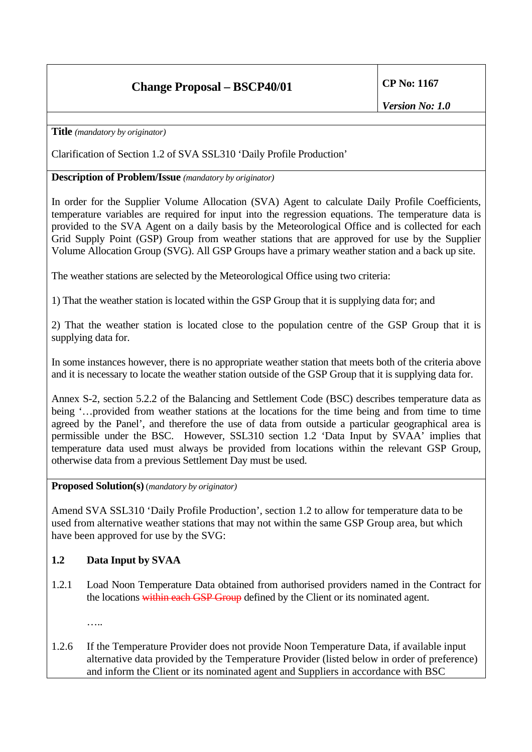| Change Proposal – BSCP40/01 | CP No: 1167 |
| --- | --- |
| | *Version No: 1.0* |

**Title** *(mandatory by originator)*

Clarification of Section 1.2 of SVA SSL310 'Daily Profile Production'

**Description of Problem/Issue** *(mandatory by originator)*

In order for the Supplier Volume Allocation (SVA) Agent to calculate Daily Profile Coefficients, temperature variables are required for input into the regression equations. The temperature data is provided to the SVA Agent on a daily basis by the Meteorological Office and is collected for each Grid Supply Point (GSP) Group from weather stations that are approved for use by the Supplier Volume Allocation Group (SVG). All GSP Groups have a primary weather station and a back up site.

The weather stations are selected by the Meteorological Office using two criteria:

1) That the weather station is located within the GSP Group that it is supplying data for; and

2) That the weather station is located close to the population centre of the GSP Group that it is supplying data for.

In some instances however, there is no appropriate weather station that meets both of the criteria above and it is necessary to locate the weather station outside of the GSP Group that it is supplying data for.

Annex S-2, section 5.2.2 of the Balancing and Settlement Code (BSC) describes temperature data as being '…provided from weather stations at the locations for the time being and from time to time agreed by the Panel', and therefore the use of data from outside a particular geographical area is permissible under the BSC. However, SSL310 section 1.2 'Data Input by SVAA' implies that temperature data used must always be provided from locations within the relevant GSP Group, otherwise data from a previous Settlement Day must be used.

**Proposed Solution(s)** *(mandatory by originator)*

Amend SVA SSL310 'Daily Profile Production', section 1.2 to allow for temperature data to be used from alternative weather stations that may not within the same GSP Group area, but which have been approved for use by the SVG:

**1.2 Data Input by SVAA**

1.2.1 Load Noon Temperature Data obtained from authorised providers named in the Contract for the locations ~~within each GSP Group~~ defined by the Client or its nominated agent.

…..

1.2.6 If the Temperature Provider does not provide Noon Temperature Data, if available input alternative data provided by the Temperature Provider (listed below in order of preference) and inform the Client or its nominated agent and Suppliers in accordance with BSC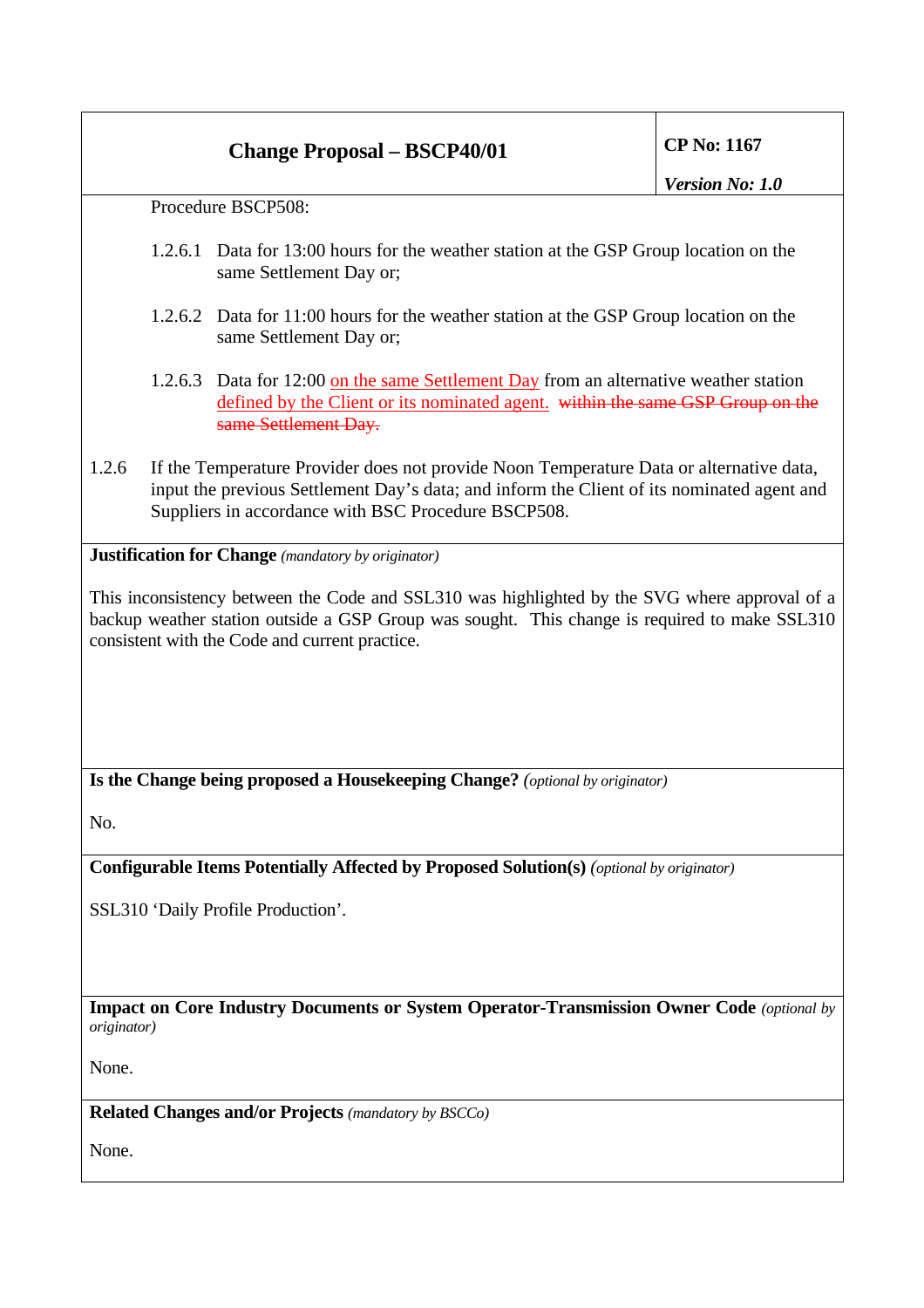Procedure BSCP508:

1.2.6.1 Data for 13:00 hours for the weather station at the GSP Group location on the same Settlement Day or;

1.2.6.2 Data for 11:00 hours for the weather station at the GSP Group location on the same Settlement Day or;

1.2.6.3 Data for 12:00 on the same Settlement Day from an alternative weather station defined by the Client or its nominated agent. ~~within the same GSP Group on the same Settlement Day.~~

1.2.6 If the Temperature Provider does not provide Noon Temperature Data or alternative data, input the previous Settlement Day's data; and inform the Client of its nominated agent and Suppliers in accordance with BSC Procedure BSCP508.

**Justification for Change** *(mandatory by originator)*

This inconsistency between the Code and SSL310 was highlighted by the SVG where approval of a backup weather station outside a GSP Group was sought. This change is required to make SSL310 consistent with the Code and current practice.

**Is the Change being proposed a Housekeeping Change?** *(optional by originator)*

No.

**Configurable Items Potentially Affected by Proposed Solution(s)** *(optional by originator)*

SSL310 'Daily Profile Production'.

**Impact on Core Industry Documents or System Operator-Transmission Owner Code** *(optional by originator)*

None.

**Related Changes and/or Projects** *(mandatory by BSCCo)*

None.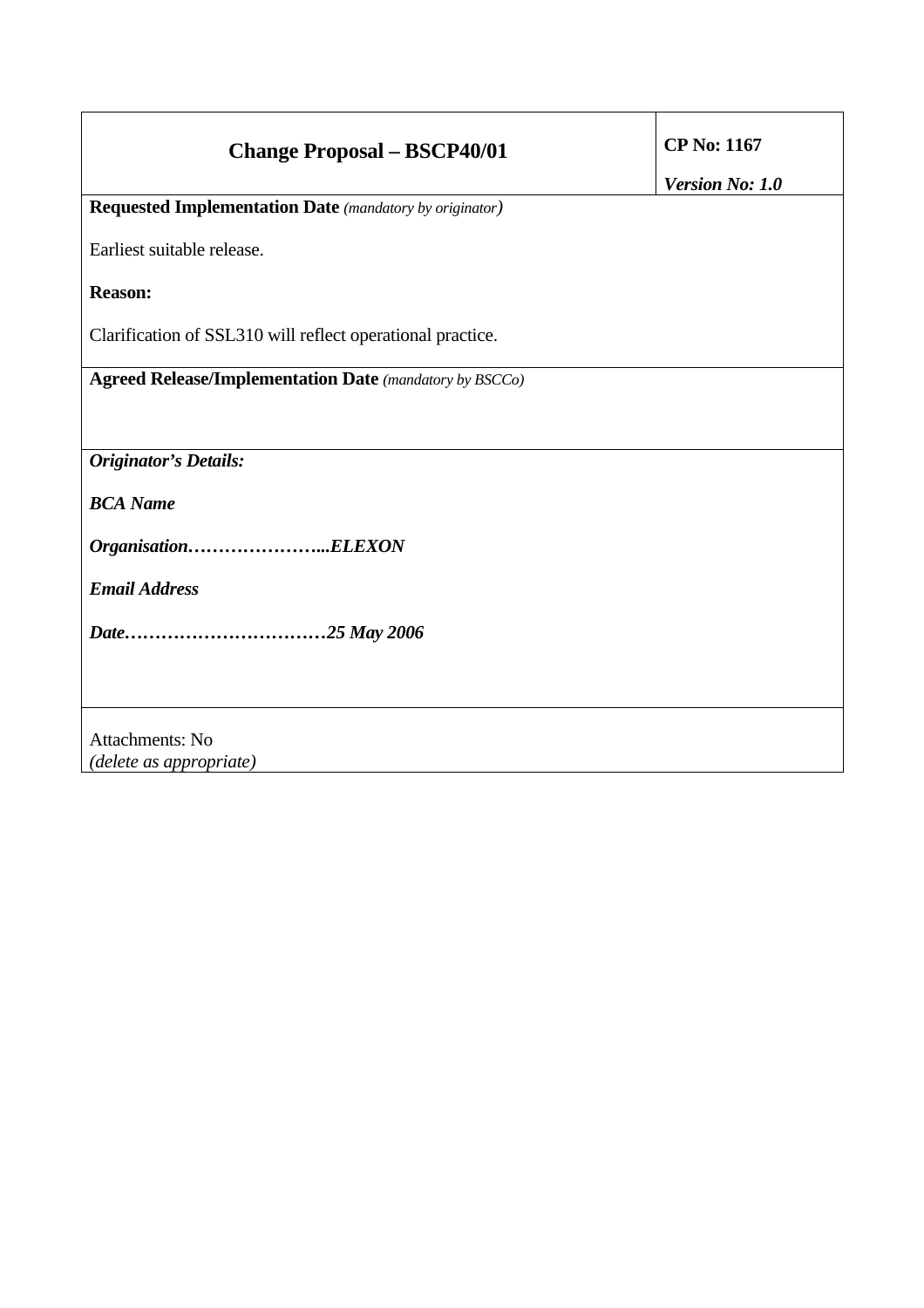| **Change Proposal – BSCP40/01** | **CP No: 1167**<br><br>***Version No: 1.0*** |
|---|---|

**Requested Implementation Date** *(mandatory by originator)*

Earliest suitable release.

**Reason:**

Clarification of SSL310 will reflect operational practice.

**Agreed Release/Implementation Date** *(mandatory by BSCCo)*

***Originator's Details:***

***BCA Name***

***Organisation…………………...ELEXON***

***Email Address***

***Date……………………………25 May 2006***

Attachments: No
*(delete as appropriate)*